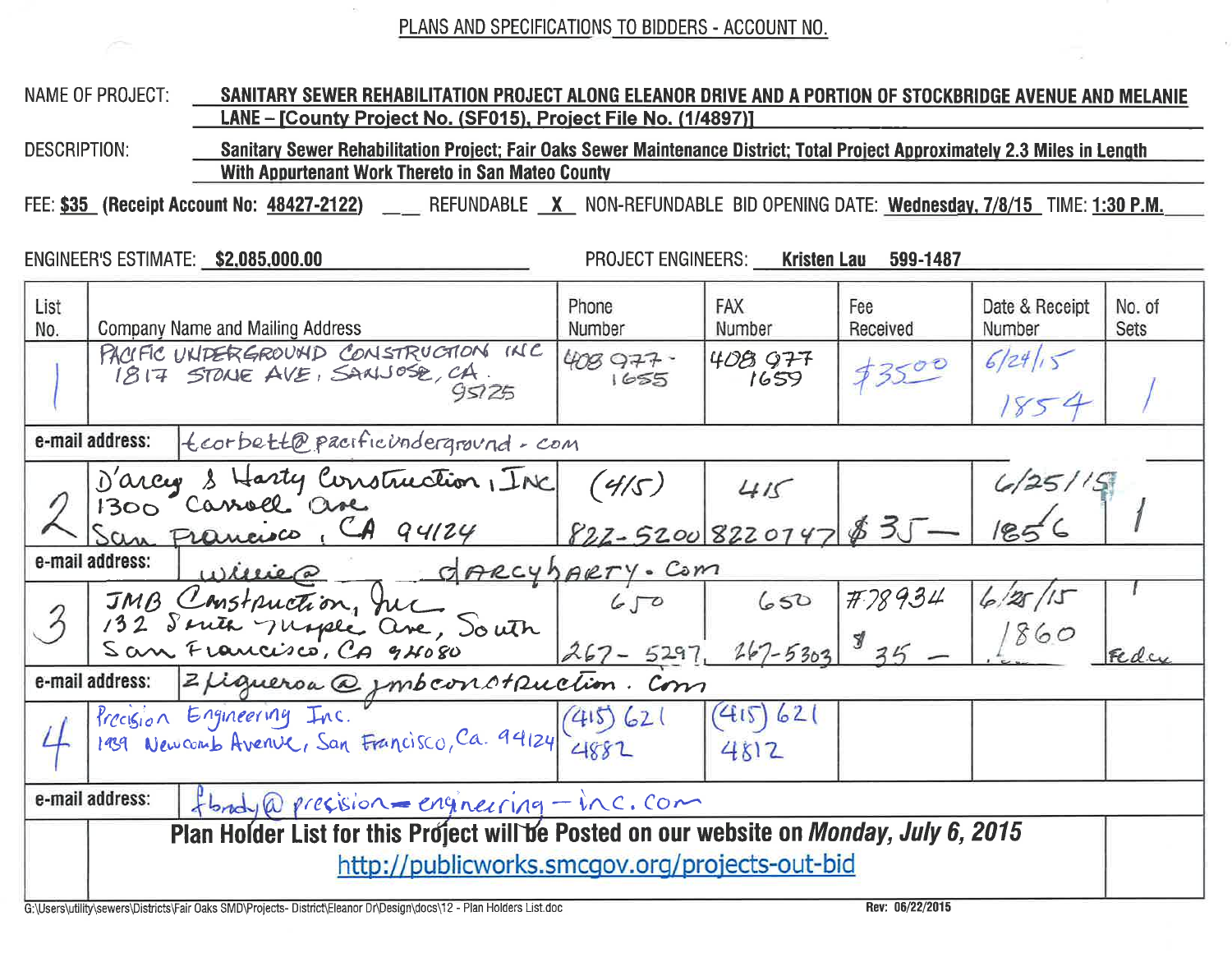## PLANS AND SPECIFICATIONS TO BIDDERS - ACCOUNT NO.

**NAME OF PROJECT:** **SANITARY SEWER REHABILITATION PROJECT ALONG ELEANOR DRIVE AND A PORTION OF STOCKBRIDGE AVENUE AND MELANIE LANE – [County Project No. (SF015), Project File No. (1/4897)]**

**DESCRIPTION:** **Sanitary Sewer Rehabilitation Project; Fair Oaks Sewer Maintenance District; Total Project Approximately 2.3 Miles in Length With Appurtenant Work Thereto in San Mateo County**

FEE: **$35** (Receipt Account No: **48427-2122**) ___ REFUNDABLE _X_ NON-REFUNDABLE BID OPENING DATE: **Wednesday, 7/8/15** TIME: **1:30 P.M.**

ENGINEER'S ESTIMATE: **$2,085,000.00** PROJECT ENGINEERS: **Kristen Lau 599-1487**

| List No. | Company Name and Mailing Address | Phone Number | FAX Number | Fee Received | Date & Receipt Number | No. of Sets |
|---|---|---|---|---|---|---|
| 1 | PACIFIC UNDERGROUND CONSTRUCTION INC 1817 STONE AVE, SAN JOSE, CA. 95125 | 408 977-1655 | 408 977 1659 | $35.00 | 6/24/15 1854 | 1 |
| e-mail address: | tcorbett@pacificunderground.com | | | | | |
| 2 | D'arcy & Harty Construction, INC 1300 Carroll Ave San Francisco, CA 94124 | (415) 822-5200 | 415 8220747 | $35— | 6/25/15 1856 | 1 |
| e-mail address: | willie@darcyharty.com | | | | | |
| 3 | JMB Construction, Inc 132 South Maple Ave, South San Francisco, CA 94080 | 650 267-5297 | 650 267-5303 | #78934 $35— | 6/25/15 1860 | 1 Fedex |
| e-mail address: | zfigueroa@jmbconstruction.com | | | | | |
| 4 | Precision Engineering Inc. 1939 Newcomb Avenue, San Francisco, Ca. 94124 | (415) 621 4882 | (415) 621 4812 | | | |
| e-mail address: | fbrady@precision-engineering-inc.com | | | | | |

**Plan Holder List for this Project will be Posted on our website on *Monday, July 6, 2015***
http://publicworks.smcgov.org/projects-out-bid

G:\Users\utility\sewers\Districts\Fair Oaks SMD\Projects- District\Eleanor Dr\Design\docs\12 - Plan Holders List.doc — Rev: 06/22/2015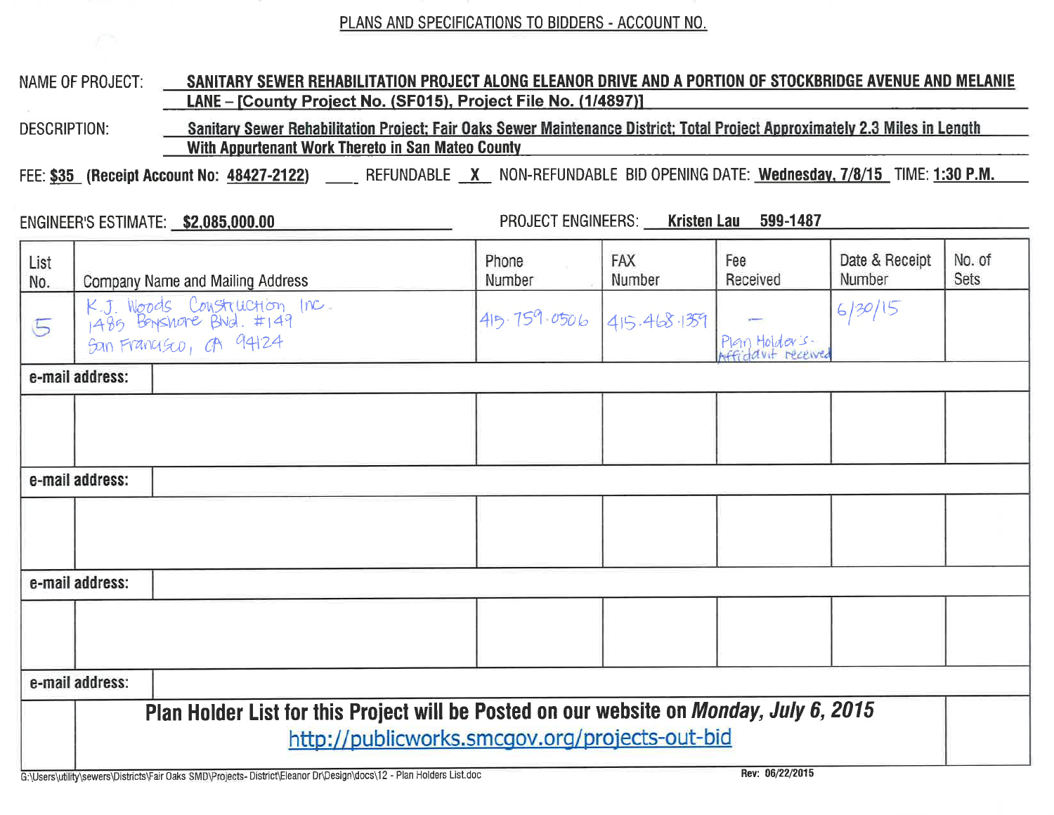## PLANS AND SPECIFICATIONS TO BIDDERS - ACCOUNT NO.

NAME OF PROJECT: **SANITARY SEWER REHABILITATION PROJECT ALONG ELEANOR DRIVE AND A PORTION OF STOCKBRIDGE AVENUE AND MELANIE LANE – [County Project No. (SF015), Project File No. (1/4897)]**

DESCRIPTION: **Sanitary Sewer Rehabilitation Project; Fair Oaks Sewer Maintenance District; Total Project Approximately 2.3 Miles in Length With Appurtenant Work Thereto in San Mateo County**

FEE: **$35** (Receipt Account No: **48427-2122**) ____ REFUNDABLE **X** NON-REFUNDABLE BID OPENING DATE: **Wednesday, 7/8/15** TIME: **1:30 P.M.**

ENGINEER'S ESTIMATE: **$2,085,000.00** PROJECT ENGINEERS: **Kristen Lau 599-1487**

| List No. | Company Name and Mailing Address | Phone Number | FAX Number | Fee Received | Date & Receipt Number | No. of Sets |
|---|---|---|---|---|---|---|
| 5 | K.J. Woods Construction Inc. 1485 Bayshore Blvd. #149 San Francisco, CA 94124 | 415.759.0506 | 415.468.1359 | – Plan Holder's Affidavit received | 6/30/15 | |
| **e-mail address:** | | | | | | |
| | | | | | | |
| **e-mail address:** | | | | | | |
| | | | | | | |
| **e-mail address:** | | | | | | |
| | | | | | | |
| **e-mail address:** | | | | | | |

**Plan Holder List for this Project will be Posted on our website on *Monday, July 6, 2015***
http://publicworks.smcgov.org/projects-out-bid

G:\Users\utility\sewers\Districts\Fair Oaks SMD\Projects- District\Eleanor Dr\Design\docs\12 - Plan Holders List.doc Rev: 06/22/2015